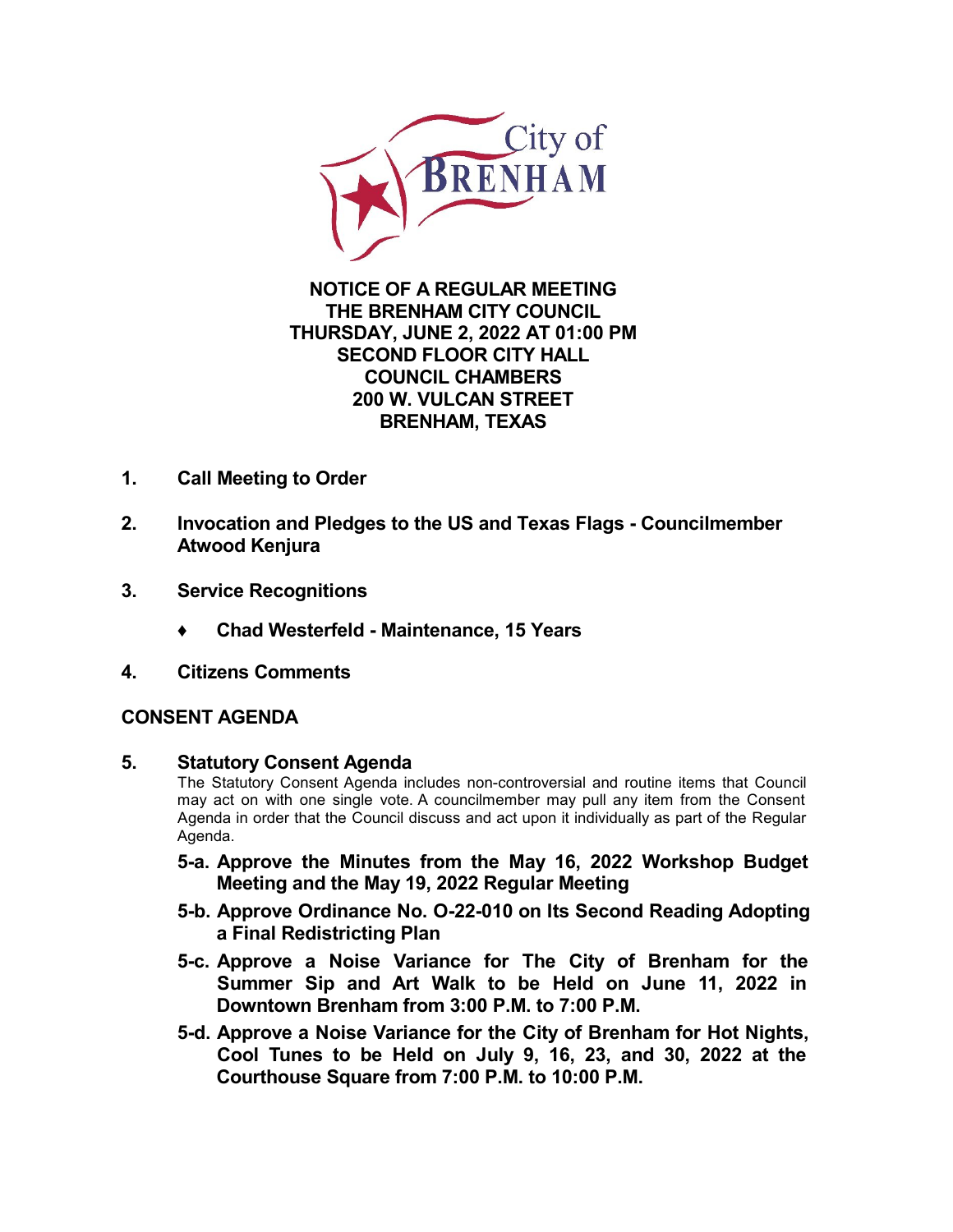# NOTICE OF A REGULAR MEETING
# THE BRENHAM CITY COUNCIL
# THURSDAY, JUNE 2, 2022 AT 01:00 PM
# SECOND FLOOR CITY HALL
# COUNCIL CHAMBERS
# 200 W. VULCAN STREET
# BRENHAM, TEXAS

**1. Call Meeting to Order**

**2. Invocation and Pledges to the US and Texas Flags - Councilmember Atwood Kenjura**

**3. Service Recognitions**

- **Chad Westerfeld - Maintenance, 15 Years**

**4. Citizens Comments**

## CONSENT AGENDA

**5. Statutory Consent Agenda**

The Statutory Consent Agenda includes non-controversial and routine items that Council may act on with one single vote. A councilmember may pull any item from the Consent Agenda in order that the Council discuss and act upon it individually as part of the Regular Agenda.

**5-a. Approve the Minutes from the May 16, 2022 Workshop Budget Meeting and the May 19, 2022 Regular Meeting**

**5-b. Approve Ordinance No. O-22-010 on Its Second Reading Adopting a Final Redistricting Plan**

**5-c. Approve a Noise Variance for The City of Brenham for the Summer Sip and Art Walk to be Held on June 11, 2022 in Downtown Brenham from 3:00 P.M. to 7:00 P.M.**

**5-d. Approve a Noise Variance for the City of Brenham for Hot Nights, Cool Tunes to be Held on July 9, 16, 23, and 30, 2022 at the Courthouse Square from 7:00 P.M. to 10:00 P.M.**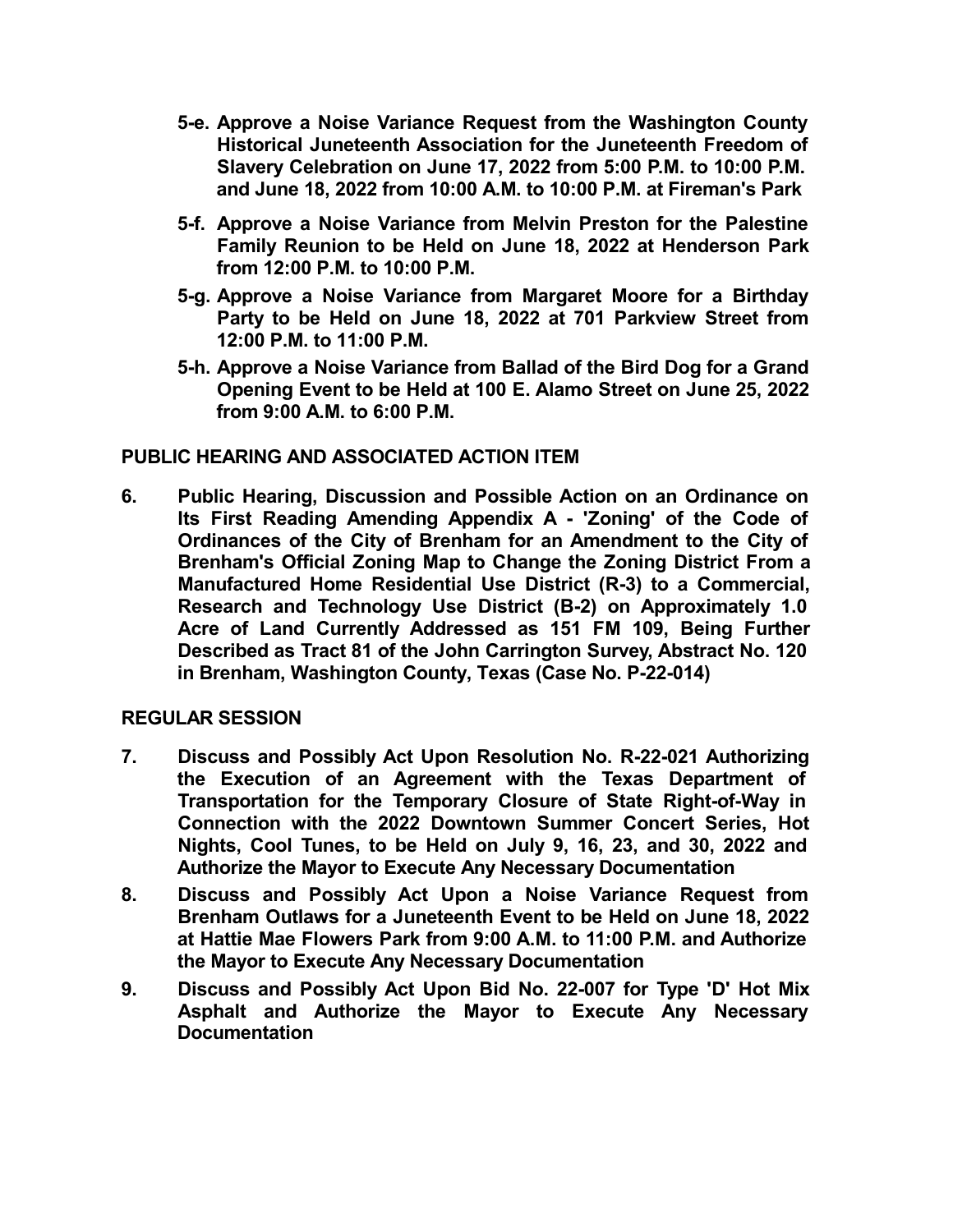**5-e. Approve a Noise Variance Request from the Washington County Historical Juneteenth Association for the Juneteenth Freedom of Slavery Celebration on June 17, 2022 from 5:00 P.M. to 10:00 P.M. and June 18, 2022 from 10:00 A.M. to 10:00 P.M. at Fireman's Park**

**5-f. Approve a Noise Variance from Melvin Preston for the Palestine Family Reunion to be Held on June 18, 2022 at Henderson Park from 12:00 P.M. to 10:00 P.M.**

**5-g. Approve a Noise Variance from Margaret Moore for a Birthday Party to be Held on June 18, 2022 at 701 Parkview Street from 12:00 P.M. to 11:00 P.M.**

**5-h. Approve a Noise Variance from Ballad of the Bird Dog for a Grand Opening Event to be Held at 100 E. Alamo Street on June 25, 2022 from 9:00 A.M. to 6:00 P.M.**

## PUBLIC HEARING AND ASSOCIATED ACTION ITEM

**6. Public Hearing, Discussion and Possible Action on an Ordinance on Its First Reading Amending Appendix A - 'Zoning' of the Code of Ordinances of the City of Brenham for an Amendment to the City of Brenham's Official Zoning Map to Change the Zoning District From a Manufactured Home Residential Use District (R-3) to a Commercial, Research and Technology Use District (B-2) on Approximately 1.0 Acre of Land Currently Addressed as 151 FM 109, Being Further Described as Tract 81 of the John Carrington Survey, Abstract No. 120 in Brenham, Washington County, Texas (Case No. P-22-014)**

## REGULAR SESSION

**7. Discuss and Possibly Act Upon Resolution No. R-22-021 Authorizing the Execution of an Agreement with the Texas Department of Transportation for the Temporary Closure of State Right-of-Way in Connection with the 2022 Downtown Summer Concert Series, Hot Nights, Cool Tunes, to be Held on July 9, 16, 23, and 30, 2022 and Authorize the Mayor to Execute Any Necessary Documentation**

**8. Discuss and Possibly Act Upon a Noise Variance Request from Brenham Outlaws for a Juneteenth Event to be Held on June 18, 2022 at Hattie Mae Flowers Park from 9:00 A.M. to 11:00 P.M. and Authorize the Mayor to Execute Any Necessary Documentation**

**9. Discuss and Possibly Act Upon Bid No. 22-007 for Type 'D' Hot Mix Asphalt and Authorize the Mayor to Execute Any Necessary Documentation**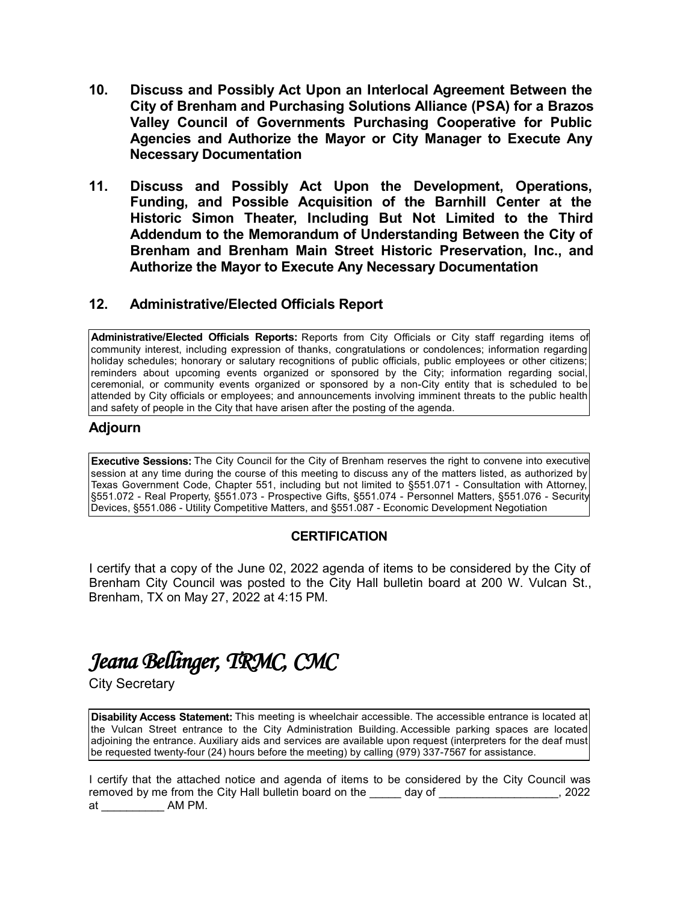**10. Discuss and Possibly Act Upon an Interlocal Agreement Between the City of Brenham and Purchasing Solutions Alliance (PSA) for a Brazos Valley Council of Governments Purchasing Cooperative for Public Agencies and Authorize the Mayor or City Manager to Execute Any Necessary Documentation**

**11. Discuss and Possibly Act Upon the Development, Operations, Funding, and Possible Acquisition of the Barnhill Center at the Historic Simon Theater, Including But Not Limited to the Third Addendum to the Memorandum of Understanding Between the City of Brenham and Brenham Main Street Historic Preservation, Inc., and Authorize the Mayor to Execute Any Necessary Documentation**

## 12. Administrative/Elected Officials Report

**Administrative/Elected Officials Reports:** Reports from City Officials or City staff regarding items of community interest, including expression of thanks, congratulations or condolences; information regarding holiday schedules; honorary or salutary recognitions of public officials, public employees or other citizens; reminders about upcoming events organized or sponsored by the City; information regarding social, ceremonial, or community events organized or sponsored by a non-City entity that is scheduled to be attended by City officials or employees; and announcements involving imminent threats to the public health and safety of people in the City that have arisen after the posting of the agenda.

## Adjourn

**Executive Sessions:** The City Council for the City of Brenham reserves the right to convene into executive session at any time during the course of this meeting to discuss any of the matters listed, as authorized by Texas Government Code, Chapter 551, including but not limited to §551.071 - Consultation with Attorney, §551.072 - Real Property, §551.073 - Prospective Gifts, §551.074 - Personnel Matters, §551.076 - Security Devices, §551.086 - Utility Competitive Matters, and §551.087 - Economic Development Negotiation

**CERTIFICATION**

I certify that a copy of the June 02, 2022 agenda of items to be considered by the City of Brenham City Council was posted to the City Hall bulletin board at 200 W. Vulcan St., Brenham, TX on May 27, 2022 at 4:15 PM.

*Jeana Bellinger, TRMC, CMC*

City Secretary

**Disability Access Statement:** This meeting is wheelchair accessible. The accessible entrance is located at the Vulcan Street entrance to the City Administration Building. Accessible parking spaces are located adjoining the entrance. Auxiliary aids and services are available upon request (interpreters for the deaf must be requested twenty-four (24) hours before the meeting) by calling (979) 337-7567 for assistance.

I certify that the attached notice and agenda of items to be considered by the City Council was removed by me from the City Hall bulletin board on the _____ day of __________________, 2022 at __________ AM PM.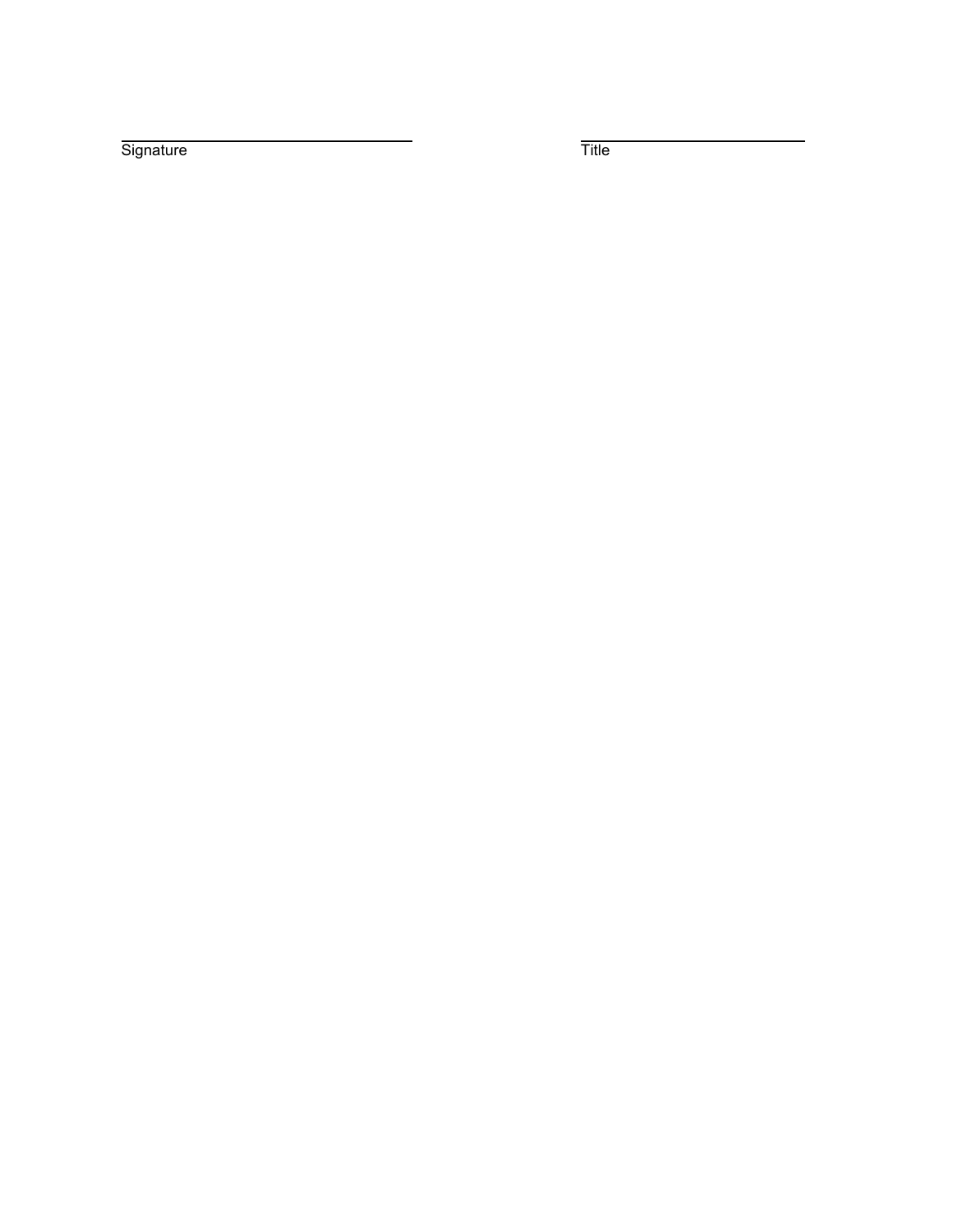\_\_\_\_\_\_\_\_\_\_\_\_\_\_\_\_\_\_\_\_\_\_\_\_\_\_\_\_\_\_\_\_\_\_\_\_  
Signature

\_\_\_\_\_\_\_\_\_\_\_\_\_\_\_\_\_\_\_\_\_\_\_\_\_\_\_\_  
Title